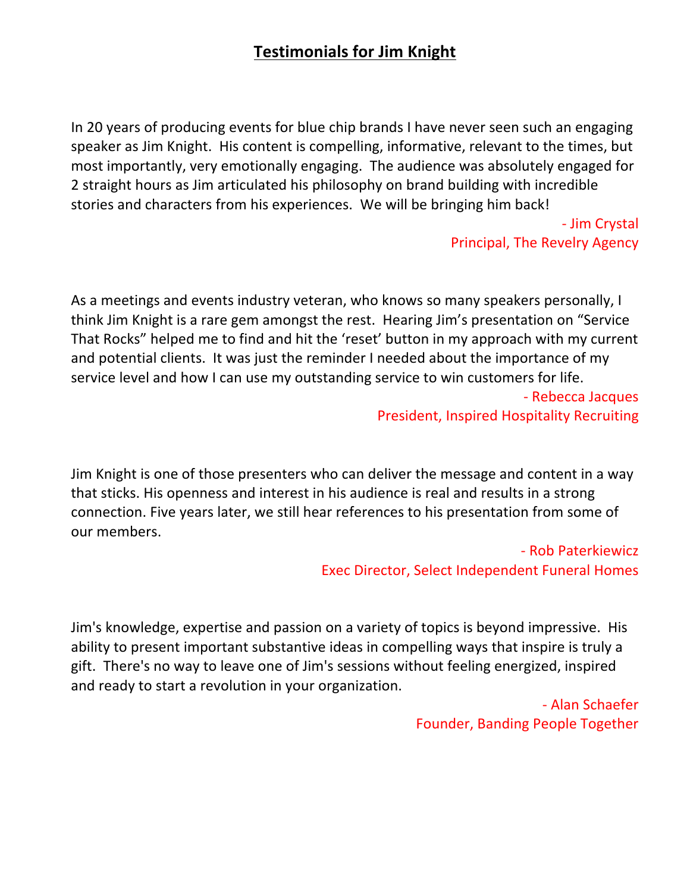# Testimonials for Jim Knight

In 20 years of producing events for blue chip brands I have never seen such an engaging speaker as Jim Knight. His content is compelling, informative, relevant to the times, but most importantly, very emotionally engaging. The audience was absolutely engaged for 2 straight hours as Jim articulated his philosophy on brand building with incredible stories and characters from his experiences. We will be bringing him back!

- Jim Crystal
Principal, The Revelry Agency

As a meetings and events industry veteran, who knows so many speakers personally, I think Jim Knight is a rare gem amongst the rest. Hearing Jim's presentation on "Service That Rocks" helped me to find and hit the 'reset' button in my approach with my current and potential clients. It was just the reminder I needed about the importance of my service level and how I can use my outstanding service to win customers for life.

- Rebecca Jacques
President, Inspired Hospitality Recruiting

Jim Knight is one of those presenters who can deliver the message and content in a way that sticks. His openness and interest in his audience is real and results in a strong connection. Five years later, we still hear references to his presentation from some of our members.

- Rob Paterkiewicz
Exec Director, Select Independent Funeral Homes

Jim's knowledge, expertise and passion on a variety of topics is beyond impressive. His ability to present important substantive ideas in compelling ways that inspire is truly a gift. There's no way to leave one of Jim's sessions without feeling energized, inspired and ready to start a revolution in your organization.

- Alan Schaefer
Founder, Banding People Together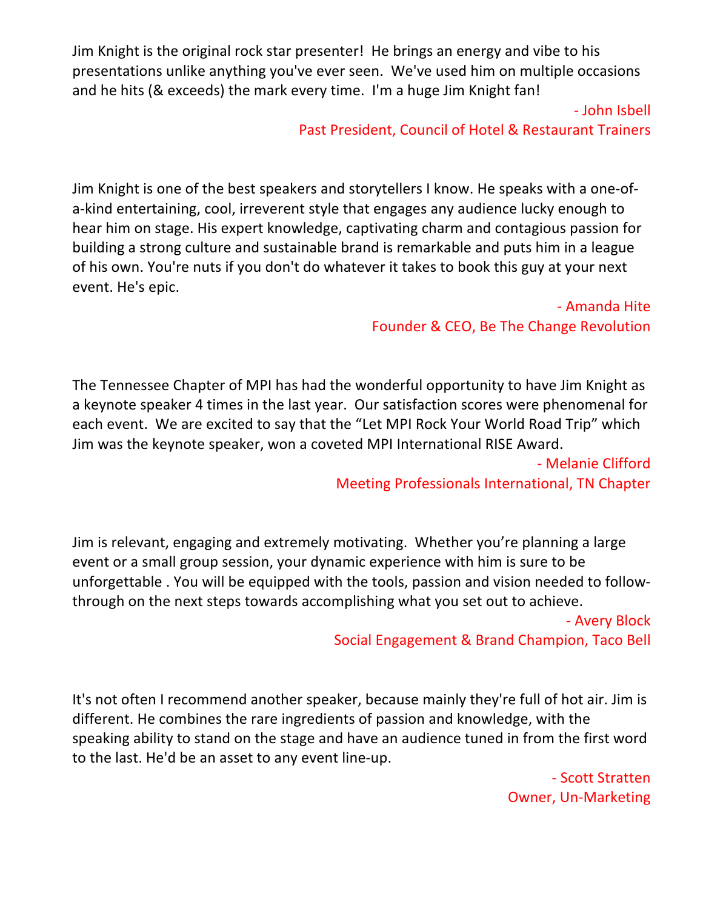Jim Knight is the original rock star presenter!  He brings an energy and vibe to his presentations unlike anything you've ever seen.  We've used him on multiple occasions and he hits (& exceeds) the mark every time.  I'm a huge Jim Knight fan!

- John Isbell  
Past President, Council of Hotel & Restaurant Trainers

Jim Knight is one of the best speakers and storytellers I know. He speaks with a one-of-a-kind entertaining, cool, irreverent style that engages any audience lucky enough to hear him on stage. His expert knowledge, captivating charm and contagious passion for building a strong culture and sustainable brand is remarkable and puts him in a league of his own. You're nuts if you don't do whatever it takes to book this guy at your next event. He's epic.

- Amanda Hite  
Founder & CEO, Be The Change Revolution

The Tennessee Chapter of MPI has had the wonderful opportunity to have Jim Knight as a keynote speaker 4 times in the last year.  Our satisfaction scores were phenomenal for each event.  We are excited to say that the "Let MPI Rock Your World Road Trip" which Jim was the keynote speaker, won a coveted MPI International RISE Award.

- Melanie Clifford  
Meeting Professionals International, TN Chapter

Jim is relevant, engaging and extremely motivating.  Whether you're planning a large event or a small group session, your dynamic experience with him is sure to be unforgettable . You will be equipped with the tools, passion and vision needed to follow-through on the next steps towards accomplishing what you set out to achieve.

- Avery Block  
Social Engagement & Brand Champion, Taco Bell

It's not often I recommend another speaker, because mainly they're full of hot air. Jim is different. He combines the rare ingredients of passion and knowledge, with the speaking ability to stand on the stage and have an audience tuned in from the first word to the last. He'd be an asset to any event line-up.

- Scott Stratten  
Owner, Un-Marketing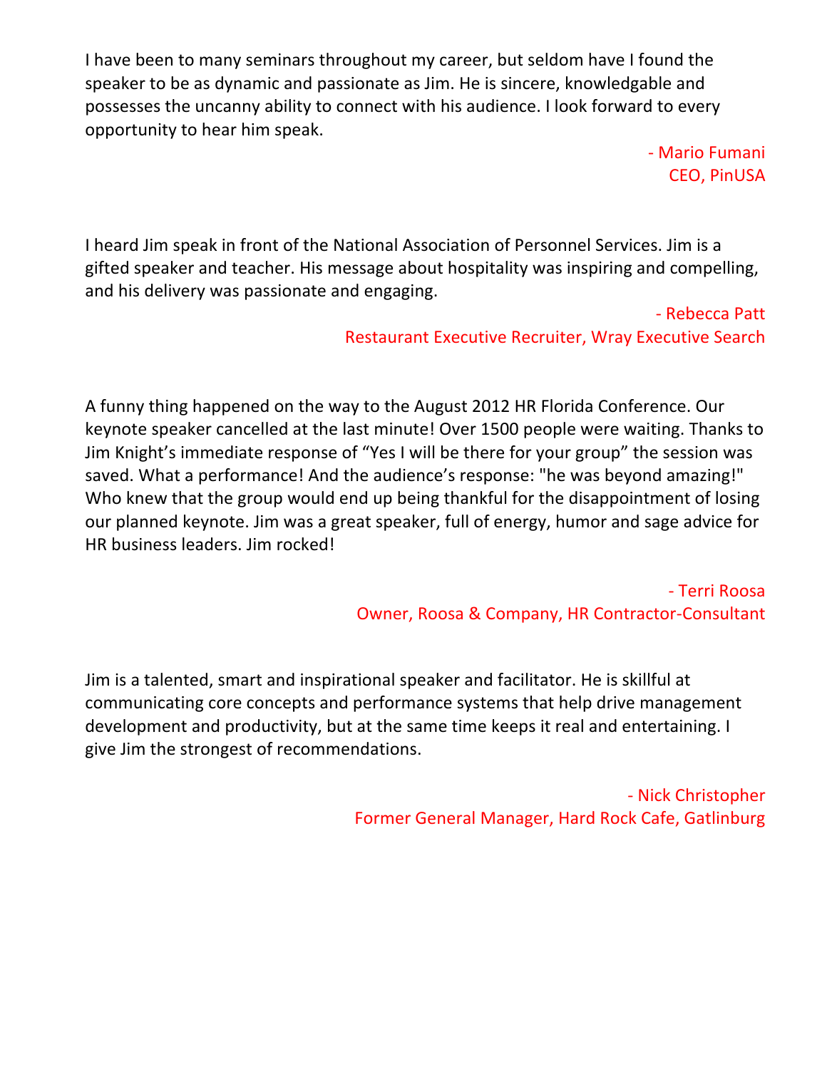I have been to many seminars throughout my career, but seldom have I found the speaker to be as dynamic and passionate as Jim. He is sincere, knowledgable and possesses the uncanny ability to connect with his audience. I look forward to every opportunity to hear him speak.

- Mario Fumani  
CEO, PinUSA

I heard Jim speak in front of the National Association of Personnel Services. Jim is a gifted speaker and teacher. His message about hospitality was inspiring and compelling, and his delivery was passionate and engaging.

- Rebecca Patt  
Restaurant Executive Recruiter, Wray Executive Search

A funny thing happened on the way to the August 2012 HR Florida Conference. Our keynote speaker cancelled at the last minute! Over 1500 people were waiting. Thanks to Jim Knight's immediate response of "Yes I will be there for your group" the session was saved. What a performance! And the audience's response: "he was beyond amazing!" Who knew that the group would end up being thankful for the disappointment of losing our planned keynote. Jim was a great speaker, full of energy, humor and sage advice for HR business leaders. Jim rocked!

- Terri Roosa  
Owner, Roosa & Company, HR Contractor-Consultant

Jim is a talented, smart and inspirational speaker and facilitator. He is skillful at communicating core concepts and performance systems that help drive management development and productivity, but at the same time keeps it real and entertaining. I give Jim the strongest of recommendations.

- Nick Christopher  
Former General Manager, Hard Rock Cafe, Gatlinburg